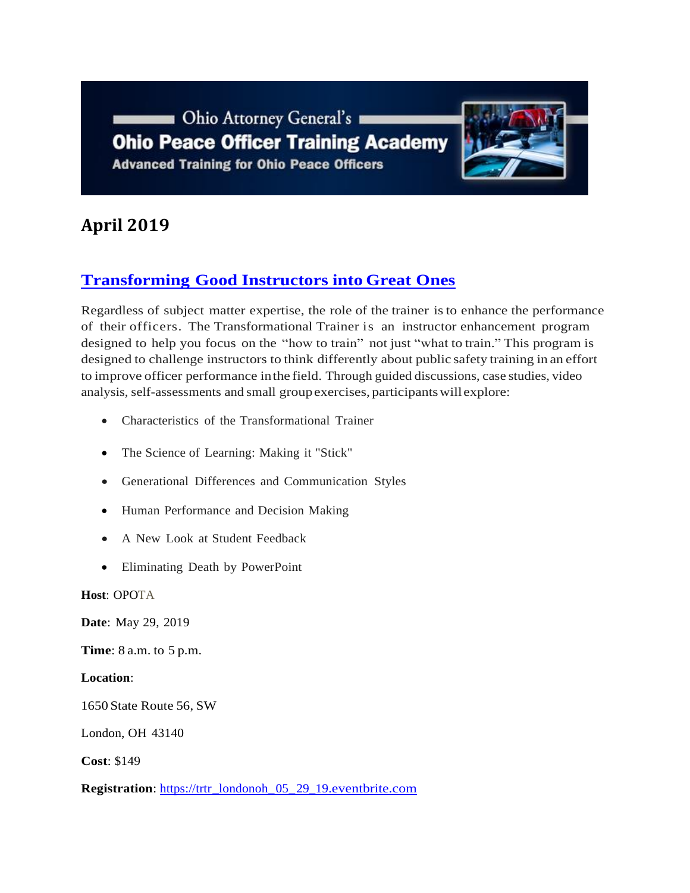Ohio Attorney General's

# Ohio Peace Officer Training Academy

Advanced Training for Ohio Peace Officers

## April 2019

### Transforming Good Instructors into Great Ones

Regardless of subject matter expertise, the role of the trainer is to enhance the performance of their officers. The Transformational Trainer is an instructor enhancement program designed to help you focus on the "how to train" not just "what to train." This program is designed to challenge instructors to think differently about public safety training in an effort to improve officer performance in the field. Through guided discussions, case studies, video analysis, self-assessments and small group exercises, participants will explore:

- Characteristics of the Transformational Trainer
- The Science of Learning: Making it "Stick"
- Generational Differences and Communication Styles
- Human Performance and Decision Making
- A New Look at Student Feedback
- Eliminating Death by PowerPoint

**Host**: OPOTA

**Date**: May 29, 2019

**Time**: 8 a.m. to 5 p.m.

**Location**:

1650 State Route 56, SW

London, OH 43140

**Cost**: $149

**Registration**: https://trtr_londonoh_05_29_19.eventbrite.com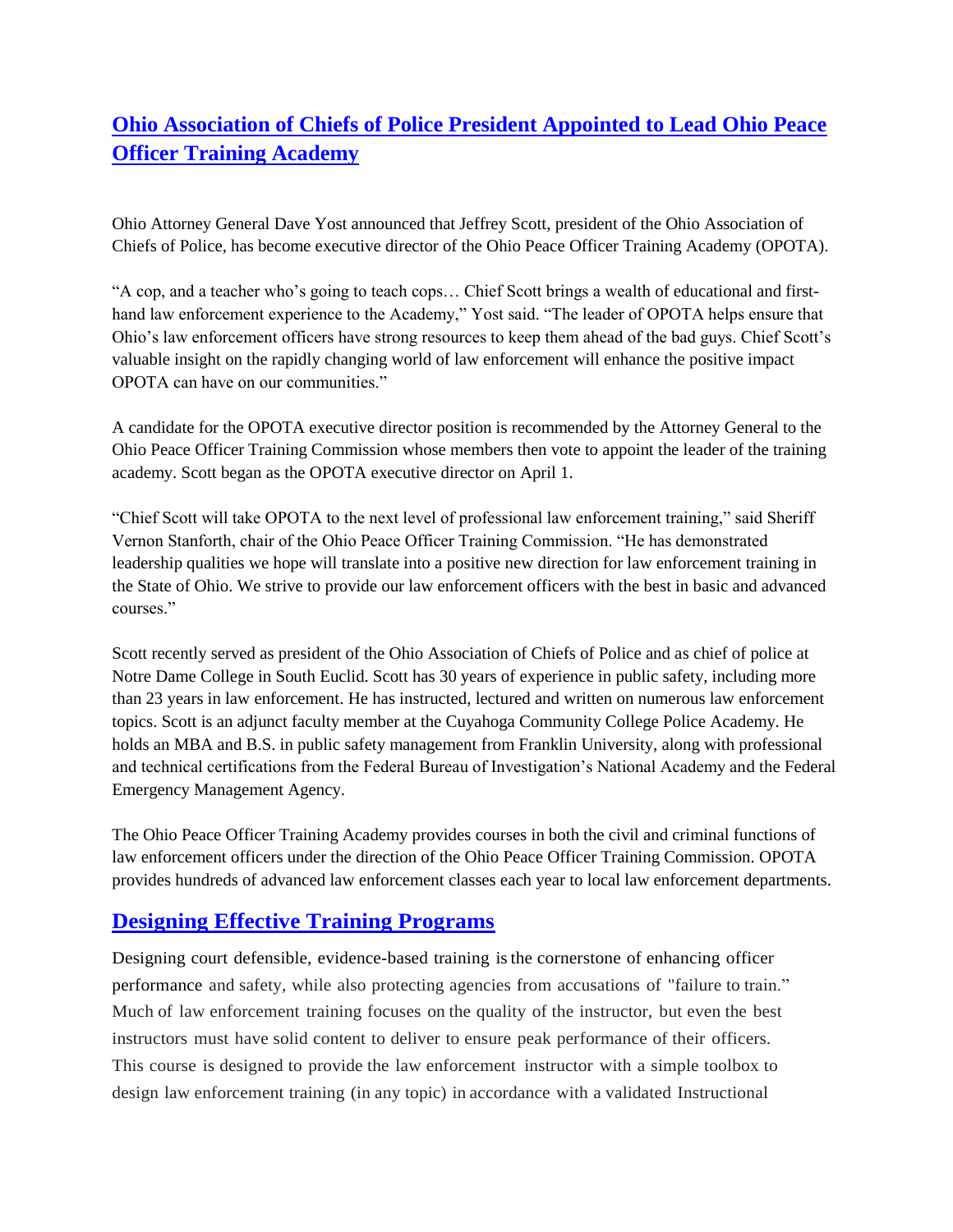## Ohio Association of Chiefs of Police President Appointed to Lead Ohio Peace Officer Training Academy

Ohio Attorney General Dave Yost announced that Jeffrey Scott, president of the Ohio Association of Chiefs of Police, has become executive director of the Ohio Peace Officer Training Academy (OPOTA).

"A cop, and a teacher who's going to teach cops… Chief Scott brings a wealth of educational and first-hand law enforcement experience to the Academy," Yost said. "The leader of OPOTA helps ensure that Ohio's law enforcement officers have strong resources to keep them ahead of the bad guys. Chief Scott's valuable insight on the rapidly changing world of law enforcement will enhance the positive impact OPOTA can have on our communities."

A candidate for the OPOTA executive director position is recommended by the Attorney General to the Ohio Peace Officer Training Commission whose members then vote to appoint the leader of the training academy. Scott began as the OPOTA executive director on April 1.

"Chief Scott will take OPOTA to the next level of professional law enforcement training," said Sheriff Vernon Stanforth, chair of the Ohio Peace Officer Training Commission. "He has demonstrated leadership qualities we hope will translate into a positive new direction for law enforcement training in the State of Ohio. We strive to provide our law enforcement officers with the best in basic and advanced courses."

Scott recently served as president of the Ohio Association of Chiefs of Police and as chief of police at Notre Dame College in South Euclid. Scott has 30 years of experience in public safety, including more than 23 years in law enforcement. He has instructed, lectured and written on numerous law enforcement topics. Scott is an adjunct faculty member at the Cuyahoga Community College Police Academy. He holds an MBA and B.S. in public safety management from Franklin University, along with professional and technical certifications from the Federal Bureau of Investigation's National Academy and the Federal Emergency Management Agency.

The Ohio Peace Officer Training Academy provides courses in both the civil and criminal functions of law enforcement officers under the direction of the Ohio Peace Officer Training Commission. OPOTA provides hundreds of advanced law enforcement classes each year to local law enforcement departments.

## Designing Effective Training Programs

Designing court defensible, evidence-based training is the cornerstone of enhancing officer performance and safety, while also protecting agencies from accusations of "failure to train." Much of law enforcement training focuses on the quality of the instructor, but even the best instructors must have solid content to deliver to ensure peak performance of their officers. This course is designed to provide the law enforcement instructor with a simple toolbox to design law enforcement training (in any topic) in accordance with a validated Instructional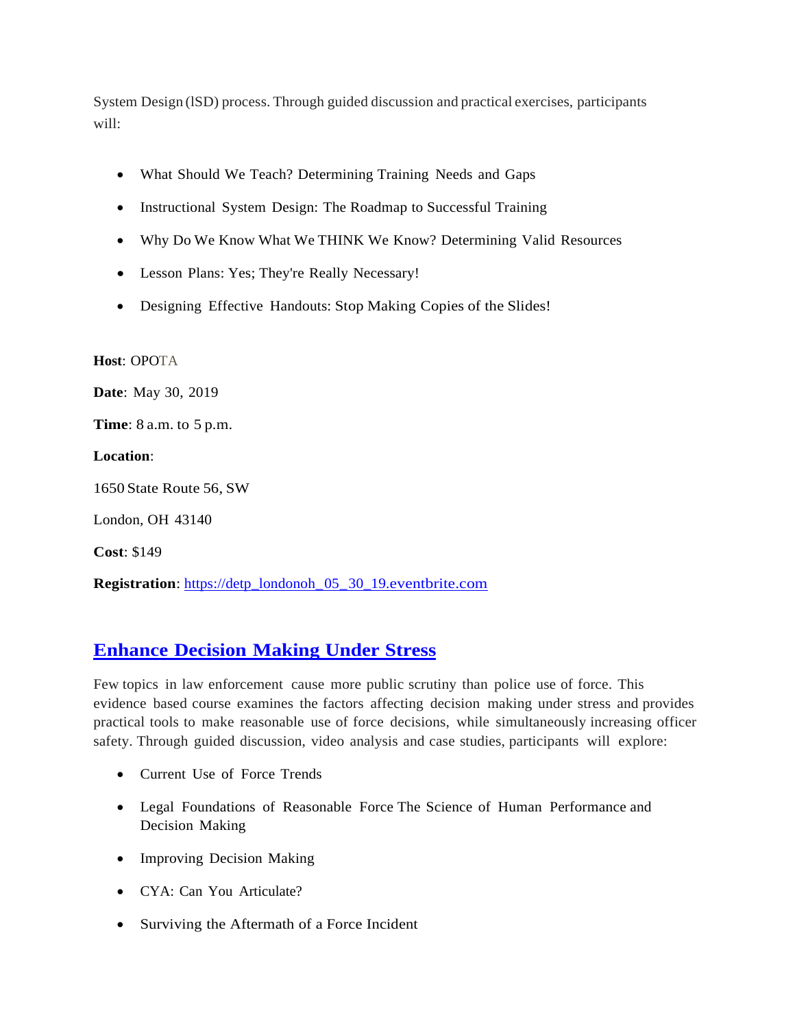System Design (lSD) process. Through guided discussion and practical exercises, participants will:

- What Should We Teach? Determining Training Needs and Gaps
- Instructional System Design: The Roadmap to Successful Training
- Why Do We Know What We THINK We Know? Determining Valid Resources
- Lesson Plans: Yes; They're Really Necessary!
- Designing Effective Handouts: Stop Making Copies of the Slides!

**Host**: OPOTA

**Date**: May 30, 2019

**Time**: 8 a.m. to 5 p.m.

**Location**:

1650 State Route 56, SW

London, OH 43140

**Cost**: $149

**Registration**: https://detp_londonoh_05_30_19.eventbrite.com

## Enhance Decision Making Under Stress

Few topics in law enforcement cause more public scrutiny than police use of force. This evidence based course examines the factors affecting decision making under stress and provides practical tools to make reasonable use of force decisions, while simultaneously increasing officer safety. Through guided discussion, video analysis and case studies, participants will explore:

- Current Use of Force Trends
- Legal Foundations of Reasonable Force The Science of Human Performance and Decision Making
- Improving Decision Making
- CYA: Can You Articulate?
- Surviving the Aftermath of a Force Incident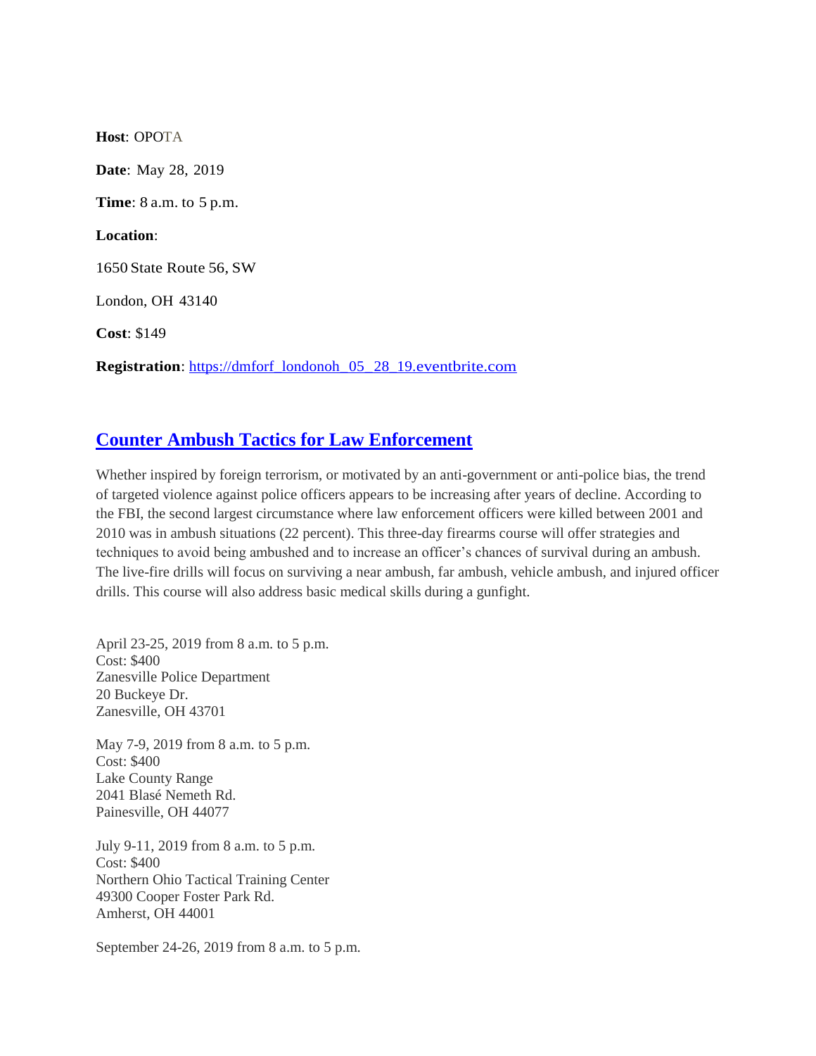**Host**: OPOTA

**Date**: May 28, 2019

**Time**: 8 a.m. to 5 p.m.

**Location**:

1650 State Route 56, SW

London, OH 43140

**Cost**: $149

**Registration**: https://dmforf_londonoh_05_28_19.eventbrite.com

## Counter Ambush Tactics for Law Enforcement

Whether inspired by foreign terrorism, or motivated by an anti-government or anti-police bias, the trend of targeted violence against police officers appears to be increasing after years of decline. According to the FBI, the second largest circumstance where law enforcement officers were killed between 2001 and 2010 was in ambush situations (22 percent). This three-day firearms course will offer strategies and techniques to avoid being ambushed and to increase an officer's chances of survival during an ambush. The live-fire drills will focus on surviving a near ambush, far ambush, vehicle ambush, and injured officer drills. This course will also address basic medical skills during a gunfight.

April 23-25, 2019 from 8 a.m. to 5 p.m.
Cost: $400
Zanesville Police Department
20 Buckeye Dr.
Zanesville, OH 43701

May 7-9, 2019 from 8 a.m. to 5 p.m.
Cost: $400
Lake County Range
2041 Blasé Nemeth Rd.
Painesville, OH 44077

July 9-11, 2019 from 8 a.m. to 5 p.m.
Cost: $400
Northern Ohio Tactical Training Center
49300 Cooper Foster Park Rd.
Amherst, OH 44001

September 24-26, 2019 from 8 a.m. to 5 p.m.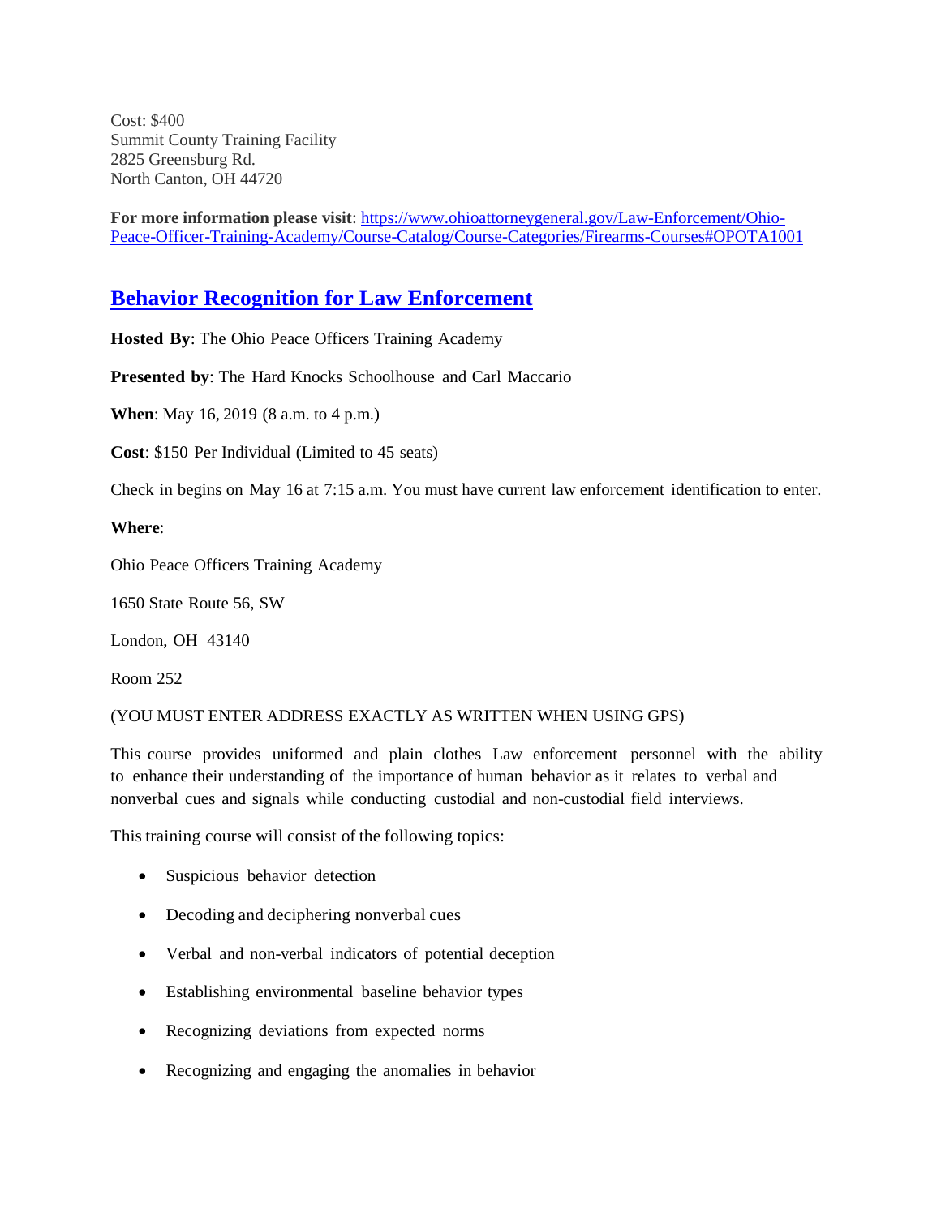Cost: $400
Summit County Training Facility
2825 Greensburg Rd.
North Canton, OH 44720

**For more information please visit**: [https://www.ohioattorneygeneral.gov/Law-Enforcement/Ohio-Peace-Officer-Training-Academy/Course-Catalog/Course-Categories/Firearms-Courses#OPOTA1001](https://www.ohioattorneygeneral.gov/Law-Enforcement/Ohio-Peace-Officer-Training-Academy/Course-Catalog/Course-Categories/Firearms-Courses#OPOTA1001)

## Behavior Recognition for Law Enforcement

**Hosted By**: The Ohio Peace Officers Training Academy

**Presented by**: The Hard Knocks Schoolhouse and Carl Maccario

**When**: May 16, 2019 (8 a.m. to 4 p.m.)

**Cost**: $150 Per Individual (Limited to 45 seats)

Check in begins on May 16 at 7:15 a.m. You must have current law enforcement identification to enter.

**Where**:

Ohio Peace Officers Training Academy

1650 State Route 56, SW

London, OH 43140

Room 252

(YOU MUST ENTER ADDRESS EXACTLY AS WRITTEN WHEN USING GPS)

This course provides uniformed and plain clothes Law enforcement personnel with the ability to enhance their understanding of the importance of human behavior as it relates to verbal and nonverbal cues and signals while conducting custodial and non-custodial field interviews.

This training course will consist of the following topics:

- Suspicious behavior detection
- Decoding and deciphering nonverbal cues
- Verbal and non-verbal indicators of potential deception
- Establishing environmental baseline behavior types
- Recognizing deviations from expected norms
- Recognizing and engaging the anomalies in behavior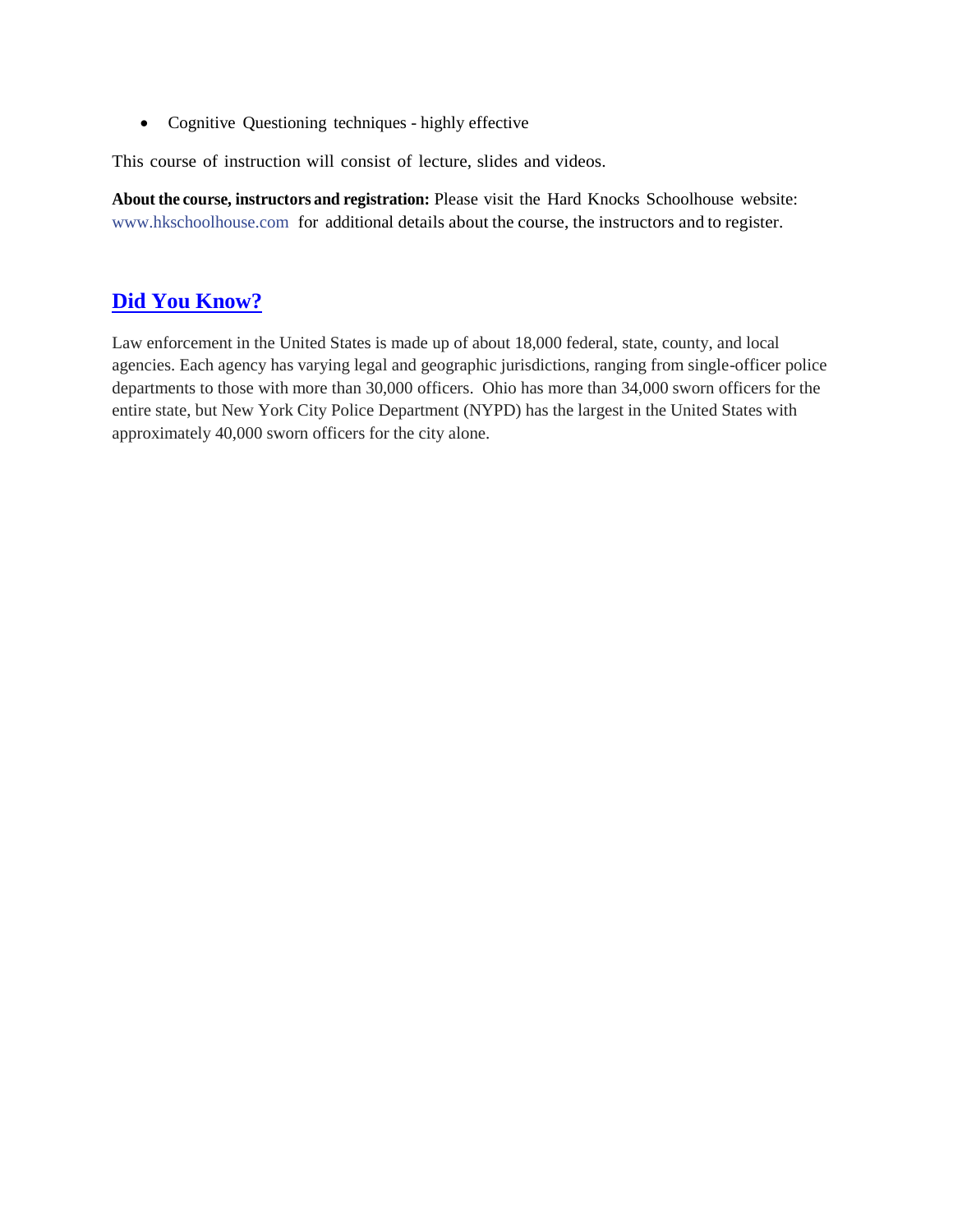- Cognitive Questioning techniques - highly effective

This course of instruction will consist of lecture, slides and videos.

**About the course, instructors and registration:** Please visit the Hard Knocks Schoolhouse website: www.hkschoolhouse.com for additional details about the course, the instructors and to register.

## Did You Know?

Law enforcement in the United States is made up of about 18,000 federal, state, county, and local agencies. Each agency has varying legal and geographic jurisdictions, ranging from single-officer police departments to those with more than 30,000 officers. Ohio has more than 34,000 sworn officers for the entire state, but New York City Police Department (NYPD) has the largest in the United States with approximately 40,000 sworn officers for the city alone.